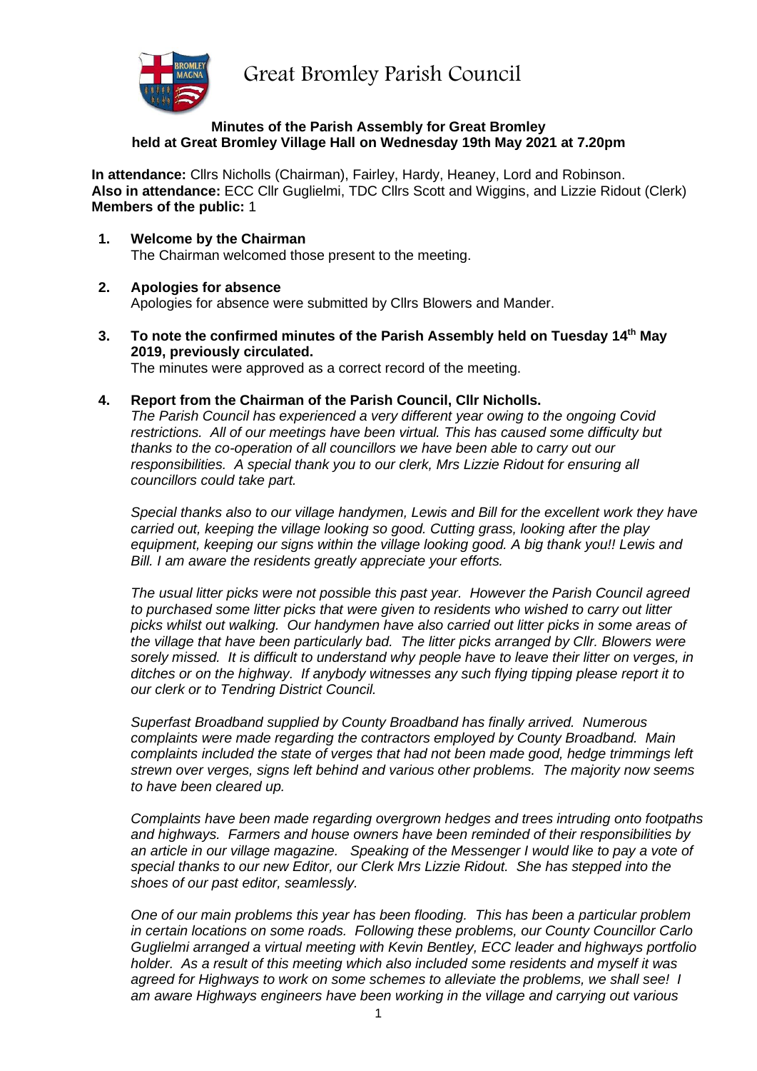# Great Bromley Parish Council

**Minutes of the Parish Assembly for Great Bromley held at Great Bromley Village Hall on Wednesday 19th May 2021 at 7.20pm**

**In attendance:** Cllrs Nicholls (Chairman), Fairley, Hardy, Heaney, Lord and Robinson.
**Also in attendance:** ECC Cllr Guglielmi, TDC Cllrs Scott and Wiggins, and Lizzie Ridout (Clerk)
**Members of the public:** 1

1. **Welcome by the Chairman**
   The Chairman welcomed those present to the meeting.

2. **Apologies for absence**
   Apologies for absence were submitted by Cllrs Blowers and Mander.

3. **To note the confirmed minutes of the Parish Assembly held on Tuesday 14th May 2019, previously circulated.**
   The minutes were approved as a correct record of the meeting.

4. **Report from the Chairman of the Parish Council, Cllr Nicholls.**
   *The Parish Council has experienced a very different year owing to the ongoing Covid restrictions. All of our meetings have been virtual. This has caused some difficulty but thanks to the co-operation of all councillors we have been able to carry out our responsibilities. A special thank you to our clerk, Mrs Lizzie Ridout for ensuring all councillors could take part.*

   *Special thanks also to our village handymen, Lewis and Bill for the excellent work they have carried out, keeping the village looking so good. Cutting grass, looking after the play equipment, keeping our signs within the village looking good. A big thank you!! Lewis and Bill. I am aware the residents greatly appreciate your efforts.*

   *The usual litter picks were not possible this past year. However the Parish Council agreed to purchased some litter picks that were given to residents who wished to carry out litter picks whilst out walking. Our handymen have also carried out litter picks in some areas of the village that have been particularly bad. The litter picks arranged by Cllr. Blowers were sorely missed. It is difficult to understand why people have to leave their litter on verges, in ditches or on the highway. If anybody witnesses any such flying tipping please report it to our clerk or to Tendring District Council.*

   *Superfast Broadband supplied by County Broadband has finally arrived. Numerous complaints were made regarding the contractors employed by County Broadband. Main complaints included the state of verges that had not been made good, hedge trimmings left strewn over verges, signs left behind and various other problems. The majority now seems to have been cleared up.*

   *Complaints have been made regarding overgrown hedges and trees intruding onto footpaths and highways. Farmers and house owners have been reminded of their responsibilities by an article in our village magazine. Speaking of the Messenger I would like to pay a vote of special thanks to our new Editor, our Clerk Mrs Lizzie Ridout. She has stepped into the shoes of our past editor, seamlessly.*

   *One of our main problems this year has been flooding. This has been a particular problem in certain locations on some roads. Following these problems, our County Councillor Carlo Guglielmi arranged a virtual meeting with Kevin Bentley, ECC leader and highways portfolio holder. As a result of this meeting which also included some residents and myself it was agreed for Highways to work on some schemes to alleviate the problems, we shall see! I am aware Highways engineers have been working in the village and carrying out various*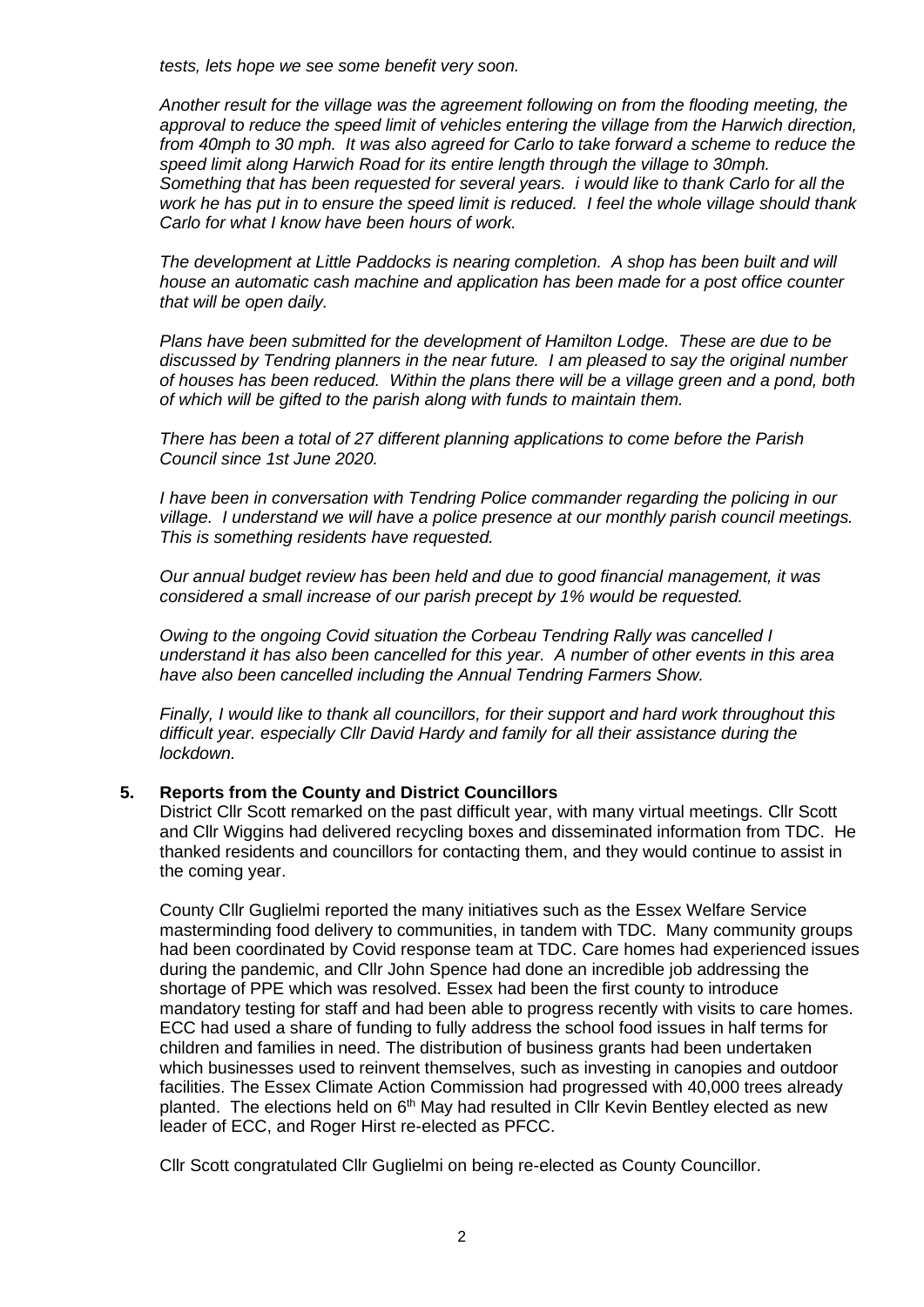*tests, lets hope we see some benefit very soon.*

*Another result for the village was the agreement following on from the flooding meeting, the approval to reduce the speed limit of vehicles entering the village from the Harwich direction, from 40mph to 30 mph. It was also agreed for Carlo to take forward a scheme to reduce the speed limit along Harwich Road for its entire length through the village to 30mph. Something that has been requested for several years. i would like to thank Carlo for all the work he has put in to ensure the speed limit is reduced. I feel the whole village should thank Carlo for what I know have been hours of work.*

*The development at Little Paddocks is nearing completion. A shop has been built and will house an automatic cash machine and application has been made for a post office counter that will be open daily.*

*Plans have been submitted for the development of Hamilton Lodge. These are due to be discussed by Tendring planners in the near future. I am pleased to say the original number of houses has been reduced. Within the plans there will be a village green and a pond, both of which will be gifted to the parish along with funds to maintain them.*

*There has been a total of 27 different planning applications to come before the Parish Council since 1st June 2020.*

*I have been in conversation with Tendring Police commander regarding the policing in our village. I understand we will have a police presence at our monthly parish council meetings. This is something residents have requested.*

*Our annual budget review has been held and due to good financial management, it was considered a small increase of our parish precept by 1% would be requested.*

*Owing to the ongoing Covid situation the Corbeau Tendring Rally was cancelled I understand it has also been cancelled for this year. A number of other events in this area have also been cancelled including the Annual Tendring Farmers Show.*

*Finally, I would like to thank all councillors, for their support and hard work throughout this difficult year. especially Cllr David Hardy and family for all their assistance during the lockdown.*

**5. Reports from the County and District Councillors**

District Cllr Scott remarked on the past difficult year, with many virtual meetings. Cllr Scott and Cllr Wiggins had delivered recycling boxes and disseminated information from TDC. He thanked residents and councillors for contacting them, and they would continue to assist in the coming year.

County Cllr Guglielmi reported the many initiatives such as the Essex Welfare Service masterminding food delivery to communities, in tandem with TDC. Many community groups had been coordinated by Covid response team at TDC. Care homes had experienced issues during the pandemic, and Cllr John Spence had done an incredible job addressing the shortage of PPE which was resolved. Essex had been the first county to introduce mandatory testing for staff and had been able to progress recently with visits to care homes. ECC had used a share of funding to fully address the school food issues in half terms for children and families in need. The distribution of business grants had been undertaken which businesses used to reinvent themselves, such as investing in canopies and outdoor facilities. The Essex Climate Action Commission had progressed with 40,000 trees already planted. The elections held on 6th May had resulted in Cllr Kevin Bentley elected as new leader of ECC, and Roger Hirst re-elected as PFCC.

Cllr Scott congratulated Cllr Guglielmi on being re-elected as County Councillor.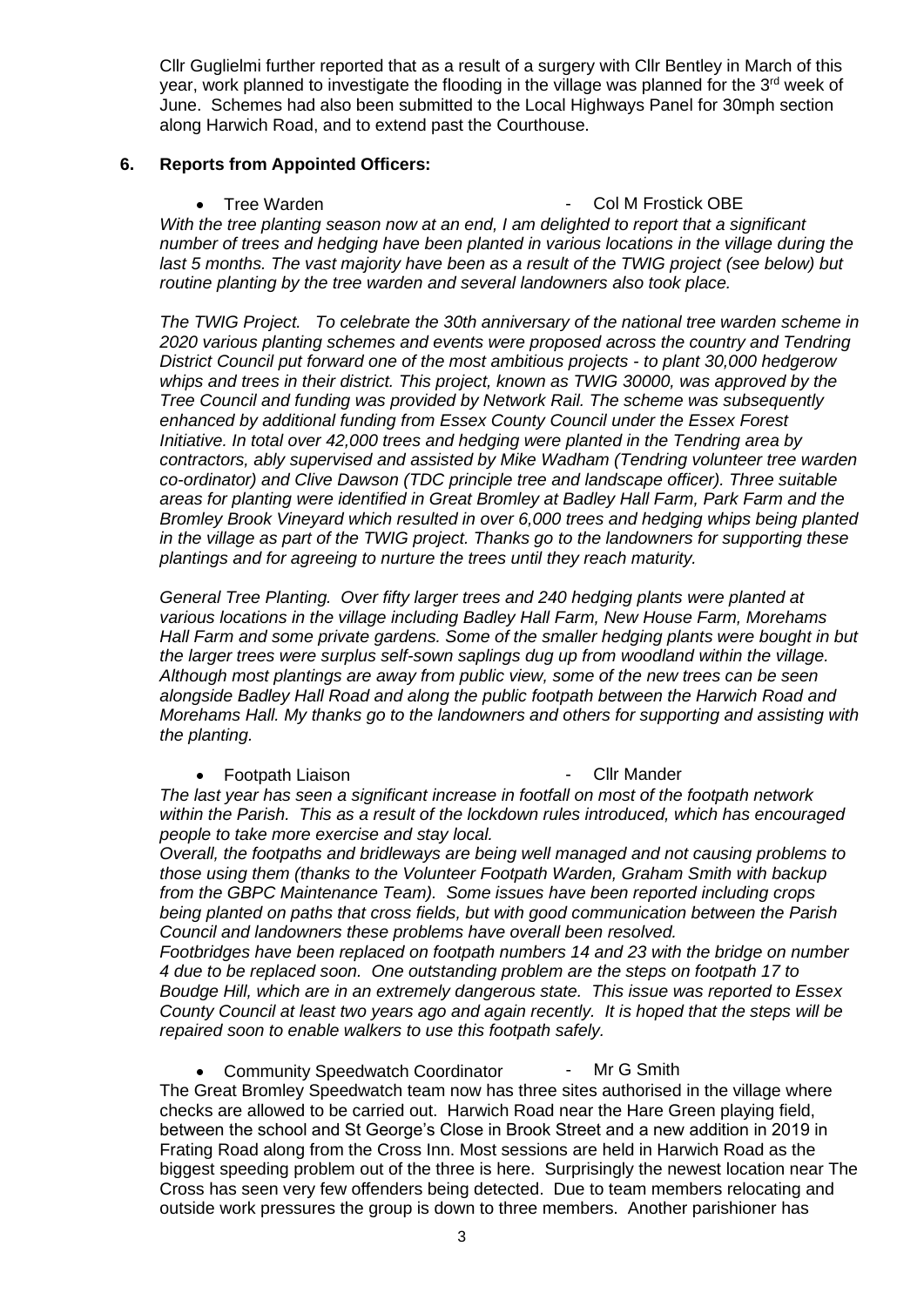Cllr Guglielmi further reported that as a result of a surgery with Cllr Bentley in March of this year, work planned to investigate the flooding in the village was planned for the 3rd week of June. Schemes had also been submitted to the Local Highways Panel for 30mph section along Harwich Road, and to extend past the Courthouse.

**6. Reports from Appointed Officers:**

- Tree Warden - Col M Frostick OBE

*With the tree planting season now at an end, I am delighted to report that a significant number of trees and hedging have been planted in various locations in the village during the last 5 months. The vast majority have been as a result of the TWIG project (see below) but routine planting by the tree warden and several landowners also took place.*

*The TWIG Project. To celebrate the 30th anniversary of the national tree warden scheme in 2020 various planting schemes and events were proposed across the country and Tendring District Council put forward one of the most ambitious projects - to plant 30,000 hedgerow whips and trees in their district. This project, known as TWIG 30000, was approved by the Tree Council and funding was provided by Network Rail. The scheme was subsequently enhanced by additional funding from Essex County Council under the Essex Forest Initiative. In total over 42,000 trees and hedging were planted in the Tendring area by contractors, ably supervised and assisted by Mike Wadham (Tendring volunteer tree warden co-ordinator) and Clive Dawson (TDC principle tree and landscape officer). Three suitable areas for planting were identified in Great Bromley at Badley Hall Farm, Park Farm and the Bromley Brook Vineyard which resulted in over 6,000 trees and hedging whips being planted in the village as part of the TWIG project. Thanks go to the landowners for supporting these plantings and for agreeing to nurture the trees until they reach maturity.*

*General Tree Planting. Over fifty larger trees and 240 hedging plants were planted at various locations in the village including Badley Hall Farm, New House Farm, Morehams Hall Farm and some private gardens. Some of the smaller hedging plants were bought in but the larger trees were surplus self-sown saplings dug up from woodland within the village. Although most plantings are away from public view, some of the new trees can be seen alongside Badley Hall Road and along the public footpath between the Harwich Road and Morehams Hall. My thanks go to the landowners and others for supporting and assisting with the planting.*

- Footpath Liaison - Cllr Mander

*The last year has seen a significant increase in footfall on most of the footpath network within the Parish. This as a result of the lockdown rules introduced, which has encouraged people to take more exercise and stay local.*

*Overall, the footpaths and bridleways are being well managed and not causing problems to those using them (thanks to the Volunteer Footpath Warden, Graham Smith with backup from the GBPC Maintenance Team). Some issues have been reported including crops being planted on paths that cross fields, but with good communication between the Parish Council and landowners these problems have overall been resolved.*

*Footbridges have been replaced on footpath numbers 14 and 23 with the bridge on number 4 due to be replaced soon. One outstanding problem are the steps on footpath 17 to Boudge Hill, which are in an extremely dangerous state. This issue was reported to Essex County Council at least two years ago and again recently. It is hoped that the steps will be repaired soon to enable walkers to use this footpath safely.*

- Community Speedwatch Coordinator - Mr G Smith

The Great Bromley Speedwatch team now has three sites authorised in the village where checks are allowed to be carried out. Harwich Road near the Hare Green playing field, between the school and St George's Close in Brook Street and a new addition in 2019 in Frating Road along from the Cross Inn. Most sessions are held in Harwich Road as the biggest speeding problem out of the three is here. Surprisingly the newest location near The Cross has seen very few offenders being detected. Due to team members relocating and outside work pressures the group is down to three members. Another parishioner has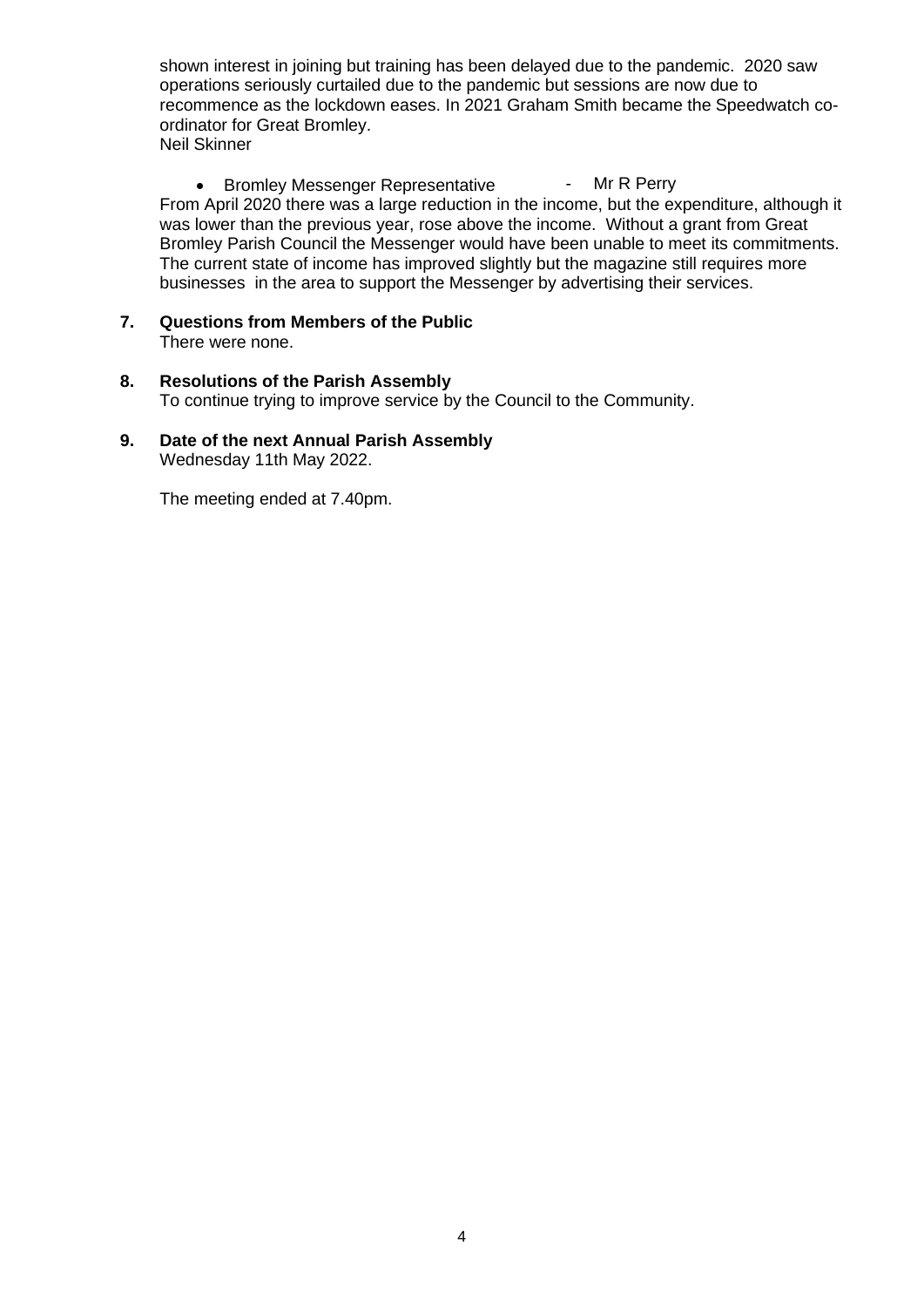shown interest in joining but training has been delayed due to the pandemic. 2020 saw operations seriously curtailed due to the pandemic but sessions are now due to recommence as the lockdown eases. In 2021 Graham Smith became the Speedwatch co-ordinator for Great Bromley.
Neil Skinner

- Bromley Messenger Representative - Mr R Perry

From April 2020 there was a large reduction in the income, but the expenditure, although it was lower than the previous year, rose above the income. Without a grant from Great Bromley Parish Council the Messenger would have been unable to meet its commitments. The current state of income has improved slightly but the magazine still requires more businesses in the area to support the Messenger by advertising their services.

**7. Questions from Members of the Public**

There were none.

**8. Resolutions of the Parish Assembly**

To continue trying to improve service by the Council to the Community.

**9. Date of the next Annual Parish Assembly**

Wednesday 11th May 2022.

The meeting ended at 7.40pm.